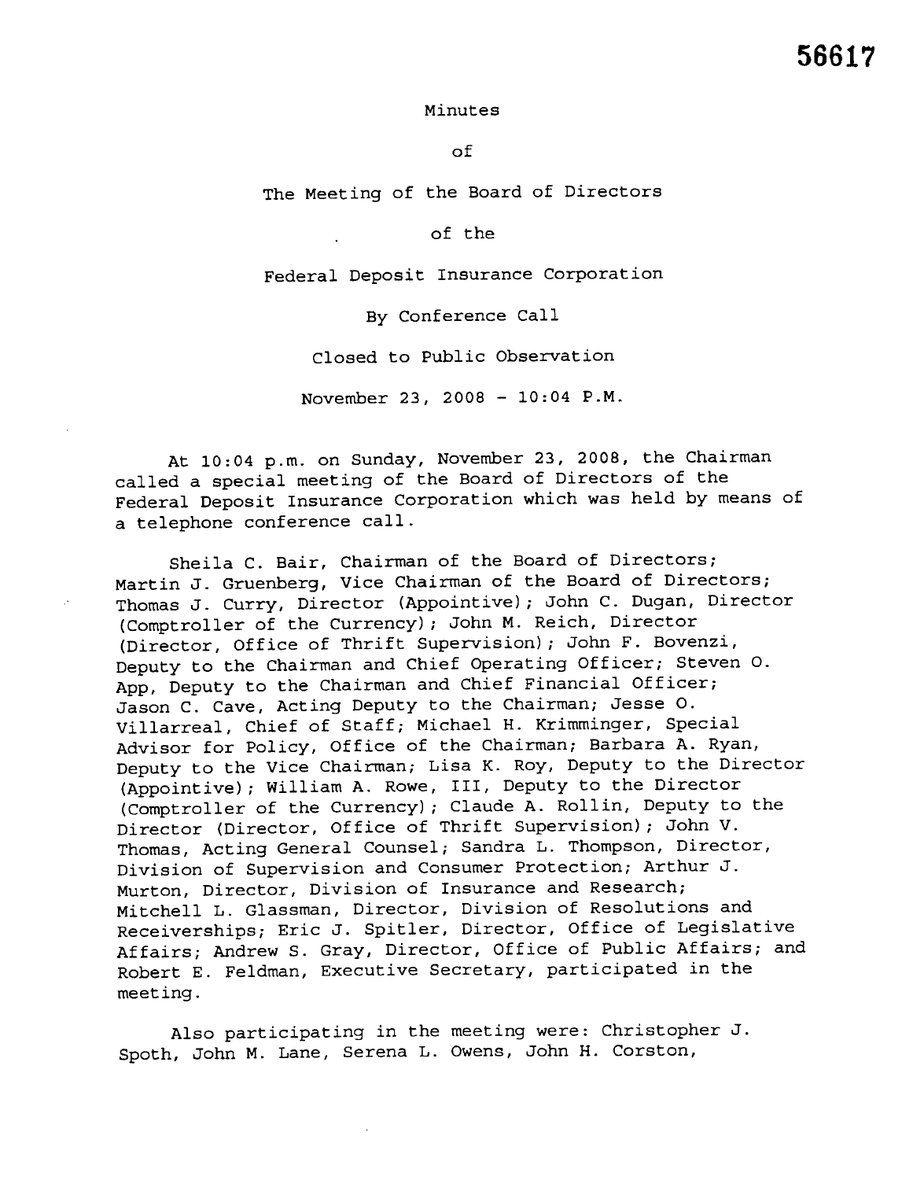56617

Minutes

of

The Meeting of the Board of Directors

of the

Federal Deposit Insurance Corporation

By Conference Call

Closed to Public Observation

November 23, 2008 - 10:04 P.M.

At 10:04 p.m. on Sunday, November 23, 2008, the Chairman called a special meeting of the Board of Directors of the Federal Deposit Insurance Corporation which was held by means of a telephone conference call.

Sheila C. Bair, Chairman of the Board of Directors; Martin J. Gruenberg, Vice Chairman of the Board of Directors; Thomas J. Curry, Director (Appointive); John C. Dugan, Director (Comptroller of the Currency); John M. Reich, Director (Director, Office of Thrift Supervision); John F. Bovenzi, Deputy to the Chairman and Chief Operating Officer; Steven O. App, Deputy to the Chairman and Chief Financial Officer; Jason C. Cave, Acting Deputy to the Chairman; Jesse O. Villarreal, Chief of Staff; Michael H. Krimminger, Special Advisor for Policy, Office of the Chairman; Barbara A. Ryan, Deputy to the Vice Chairman; Lisa K. Roy, Deputy to the Director (Appointive); William A. Rowe, III, Deputy to the Director (Comptroller of the Currency); Claude A. Rollin, Deputy to the Director (Director, Office of Thrift Supervision); John V. Thomas, Acting General Counsel; Sandra L. Thompson, Director, Division of Supervision and Consumer Protection; Arthur J. Murton, Director, Division of Insurance and Research; Mitchell L. Glassman, Director, Division of Resolutions and Receiverships; Eric J. Spitler, Director, Office of Legislative Affairs; Andrew S. Gray, Director, Office of Public Affairs; and Robert E. Feldman, Executive Secretary, participated in the meeting.

Also participating in the meeting were: Christopher J. Spoth, John M. Lane, Serena L. Owens, John H. Corston,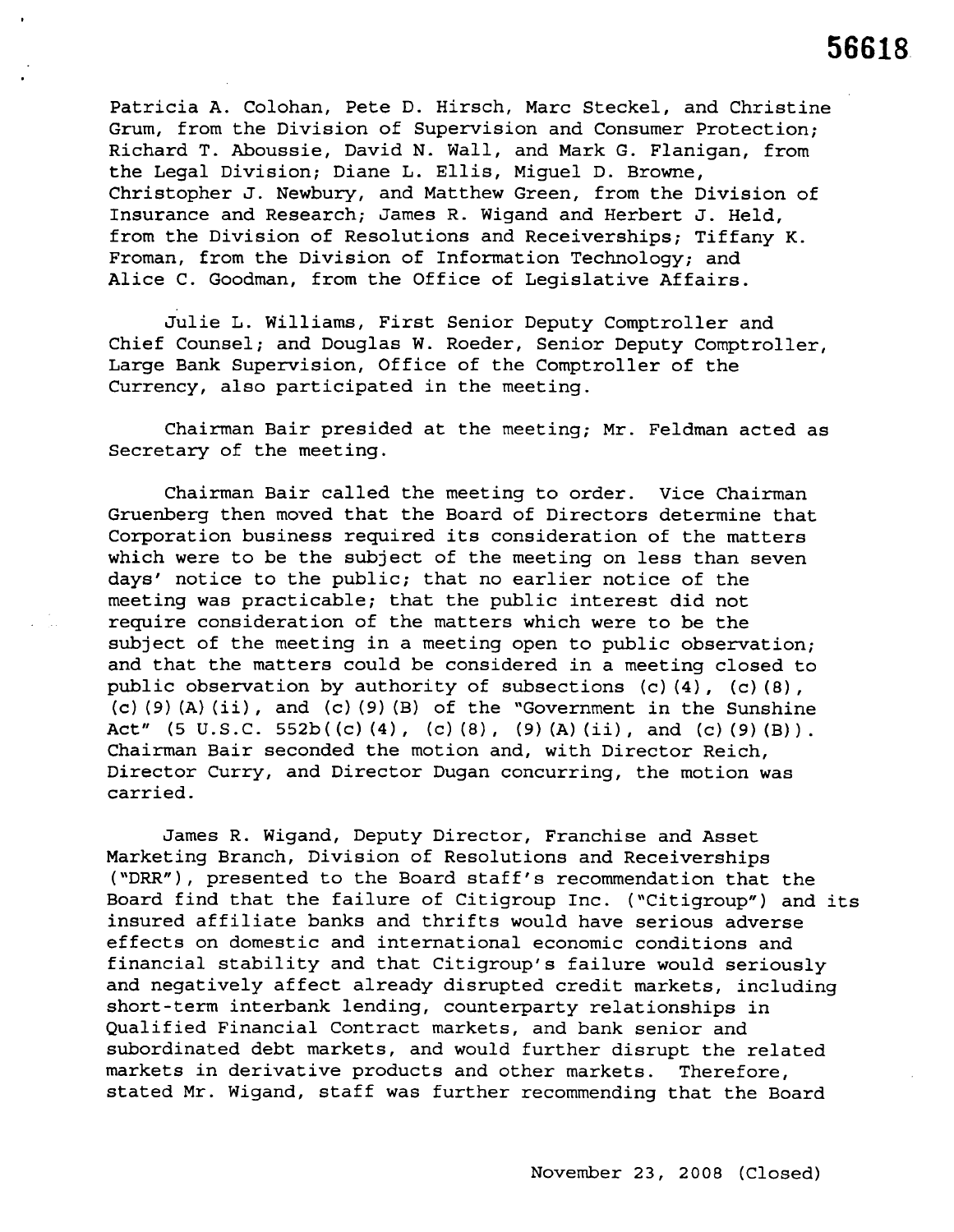Patricia A. Colohan, Pete D. Hirsch, Marc Steckel, and Christine Grum, from the Division of Supervision and Consumer Protection; Richard T. Aboussie, David N. Wall, and Mark G. Flanigan, from the Legal Division; Diane L. Ellis, Miguel D. Browne, Christopher J. Newbury, and Matthew Green, from the Division of Insurance and Research; James R. Wigand and Herbert J. Held, from the Division of Resolutions and Receiverships; Tiffany K. Froman, from the Division of Information Technology; and Alice C. Goodman, from the Office of Legislative Affairs.

Julie L. Williams, First Senior Deputy Comptroller and Chief Counsel; and Douglas W. Roeder, Senior Deputy Comptroller, Large Bank Supervision, Office of the Comptroller of the Currency, also participated in the meeting.

Chairman Bair presided at the meeting; Mr. Feldman acted as Secretary of the meeting.

Chairman Bair called the meeting to order. Vice Chairman Gruenberg then moved that the Board of Directors determine that Corporation business required its consideration of the matters which were to be the subject of the meeting on less than seven days' notice to the public; that no earlier notice of the meeting was practicable; that the public interest did not require consideration of the matters which were to be the subject of the meeting in a meeting open to public observation; and that the matters could be considered in a meeting closed to public observation by authority of subsections (c)(4), (c)(8), (c)(9)(A)(ii), and (c)(9)(B) of the "Government in the Sunshine Act" (5 U.S.C. 552b((c)(4), (c)(8), (9)(A)(ii), and (c)(9)(B)). Chairman Bair seconded the motion and, with Director Reich, Director Curry, and Director Dugan concurring, the motion was carried.

James R. Wigand, Deputy Director, Franchise and Asset Marketing Branch, Division of Resolutions and Receiverships ("DRR"), presented to the Board staff's recommendation that the Board find that the failure of Citigroup Inc. ("Citigroup") and its insured affiliate banks and thrifts would have serious adverse effects on domestic and international economic conditions and financial stability and that Citigroup's failure would seriously and negatively affect already disrupted credit markets, including short-term interbank lending, counterparty relationships in Qualified Financial Contract markets, and bank senior and subordinated debt markets, and would further disrupt the related markets in derivative products and other markets. Therefore, stated Mr. Wigand, staff was further recommending that the Board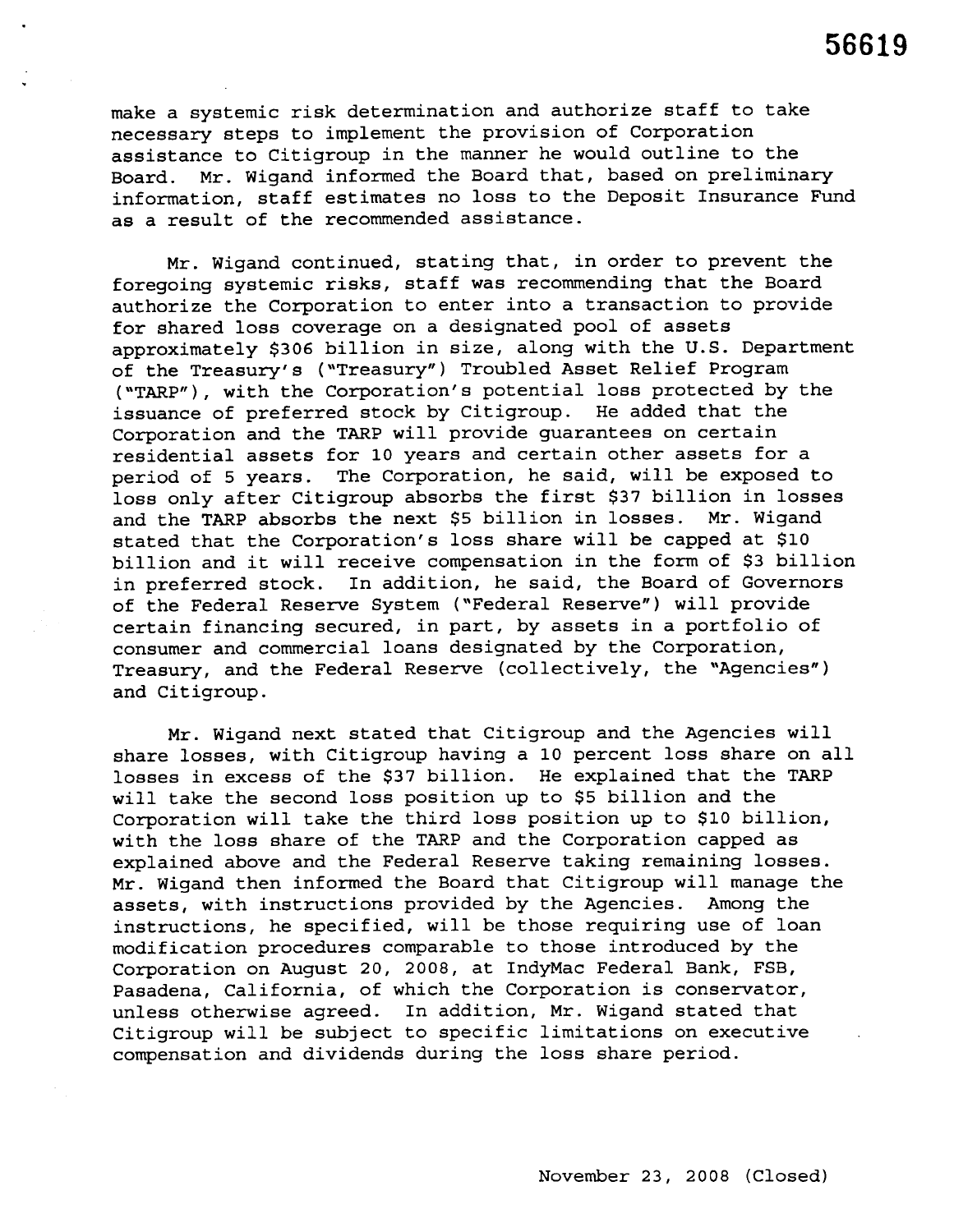make a systemic risk determination and authorize staff to take necessary steps to implement the provision of Corporation assistance to Citigroup in the manner he would outline to the Board. Mr. Wigand informed the Board that, based on preliminary information, staff estimates no loss to the Deposit Insurance Fund as a result of the recommended assistance.

Mr. Wigand continued, stating that, in order to prevent the foregoing systemic risks, staff was recommending that the Board authorize the Corporation to enter into a transaction to provide for shared loss coverage on a designated pool of assets approximately $306 billion in size, along with the U.S. Department of the Treasury's ("Treasury") Troubled Asset Relief Program ("TARP"), with the Corporation's potential loss protected by the issuance of preferred stock by Citigroup. He added that the Corporation and the TARP will provide guarantees on certain residential assets for 10 years and certain other assets for a period of 5 years. The Corporation, he said, will be exposed to loss only after Citigroup absorbs the first $37 billion in losses and the TARP absorbs the next $5 billion in losses. Mr. Wigand stated that the Corporation's loss share will be capped at $10 billion and it will receive compensation in the form of $3 billion in preferred stock. In addition, he said, the Board of Governors of the Federal Reserve System ("Federal Reserve") will provide certain financing secured, in part, by assets in a portfolio of consumer and commercial loans designated by the Corporation, Treasury, and the Federal Reserve (collectively, the "Agencies") and Citigroup.

Mr. Wigand next stated that Citigroup and the Agencies will share losses, with Citigroup having a 10 percent loss share on all losses in excess of the $37 billion. He explained that the TARP will take the second loss position up to $5 billion and the Corporation will take the third loss position up to $10 billion, with the loss share of the TARP and the Corporation capped as explained above and the Federal Reserve taking remaining losses. Mr. Wigand then informed the Board that Citigroup will manage the assets, with instructions provided by the Agencies. Among the instructions, he specified, will be those requiring use of loan modification procedures comparable to those introduced by the Corporation on August 20, 2008, at IndyMac Federal Bank, FSB, Pasadena, California, of which the Corporation is conservator, unless otherwise agreed. In addition, Mr. Wigand stated that Citigroup will be subject to specific limitations on executive compensation and dividends during the loss share period.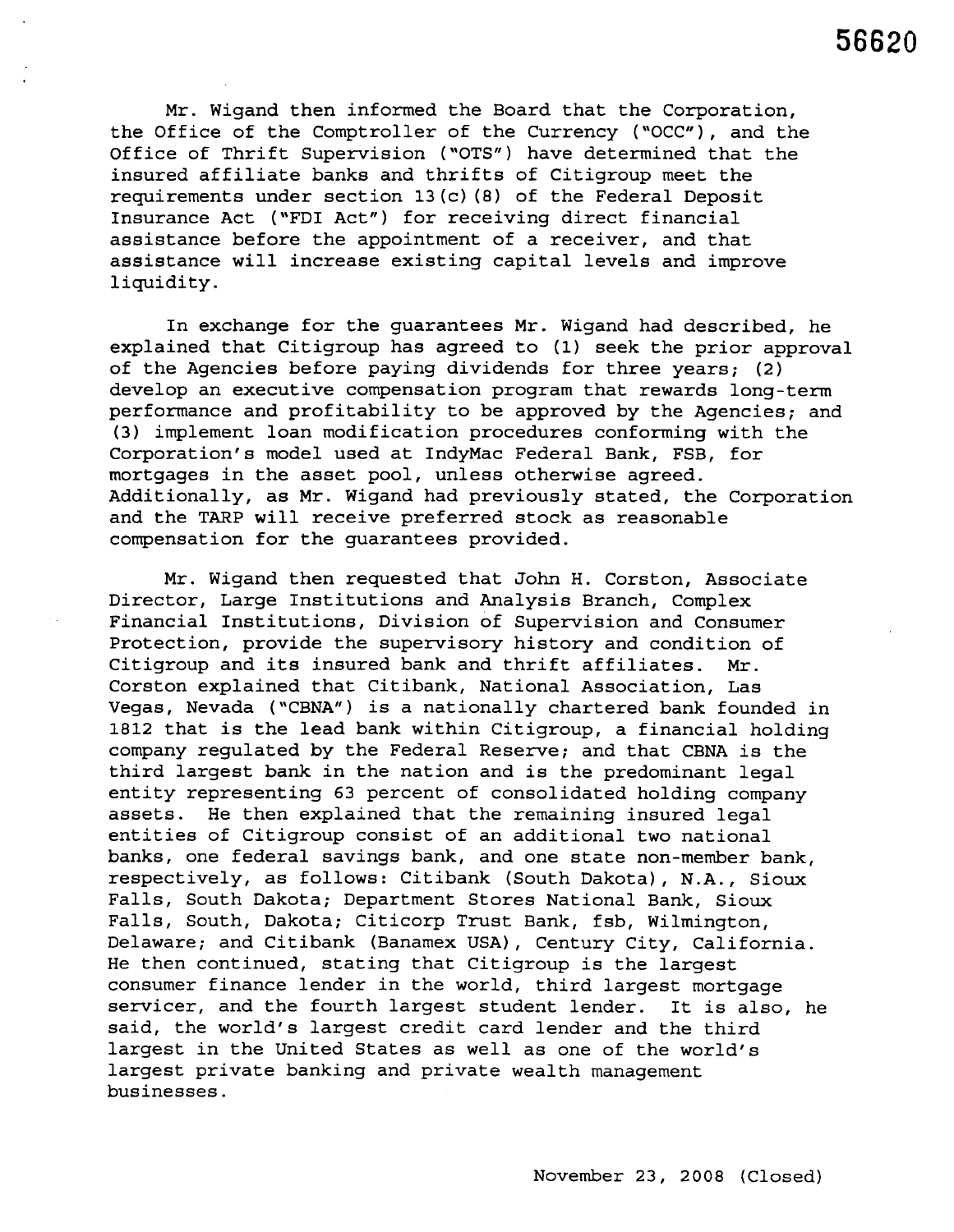Mr. Wigand then informed the Board that the Corporation, the Office of the Comptroller of the Currency ("OCC"), and the Office of Thrift Supervision ("OTS") have determined that the insured affiliate banks and thrifts of Citigroup meet the requirements under section 13(c)(8) of the Federal Deposit Insurance Act ("FDI Act") for receiving direct financial assistance before the appointment of a receiver, and that assistance will increase existing capital levels and improve liquidity.

In exchange for the guarantees Mr. Wigand had described, he explained that Citigroup has agreed to (1) seek the prior approval of the Agencies before paying dividends for three years; (2) develop an executive compensation program that rewards long-term performance and profitability to be approved by the Agencies; and (3) implement loan modification procedures conforming with the Corporation's model used at IndyMac Federal Bank, FSB, for mortgages in the asset pool, unless otherwise agreed. Additionally, as Mr. Wigand had previously stated, the Corporation and the TARP will receive preferred stock as reasonable compensation for the guarantees provided.

Mr. Wigand then requested that John H. Corston, Associate Director, Large Institutions and Analysis Branch, Complex Financial Institutions, Division of Supervision and Consumer Protection, provide the supervisory history and condition of Citigroup and its insured bank and thrift affiliates. Mr. Corston explained that Citibank, National Association, Las Vegas, Nevada ("CBNA") is a nationally chartered bank founded in 1812 that is the lead bank within Citigroup, a financial holding company regulated by the Federal Reserve; and that CBNA is the third largest bank in the nation and is the predominant legal entity representing 63 percent of consolidated holding company assets. He then explained that the remaining insured legal entities of Citigroup consist of an additional two national banks, one federal savings bank, and one state non-member bank, respectively, as follows: Citibank (South Dakota), N.A., Sioux Falls, South Dakota; Department Stores National Bank, Sioux Falls, South, Dakota; Citicorp Trust Bank, fsb, Wilmington, Delaware; and Citibank (Banamex USA), Century City, California. He then continued, stating that Citigroup is the largest consumer finance lender in the world, third largest mortgage servicer, and the fourth largest student lender. It is also, he said, the world's largest credit card lender and the third largest in the United States as well as one of the world's largest private banking and private wealth management businesses.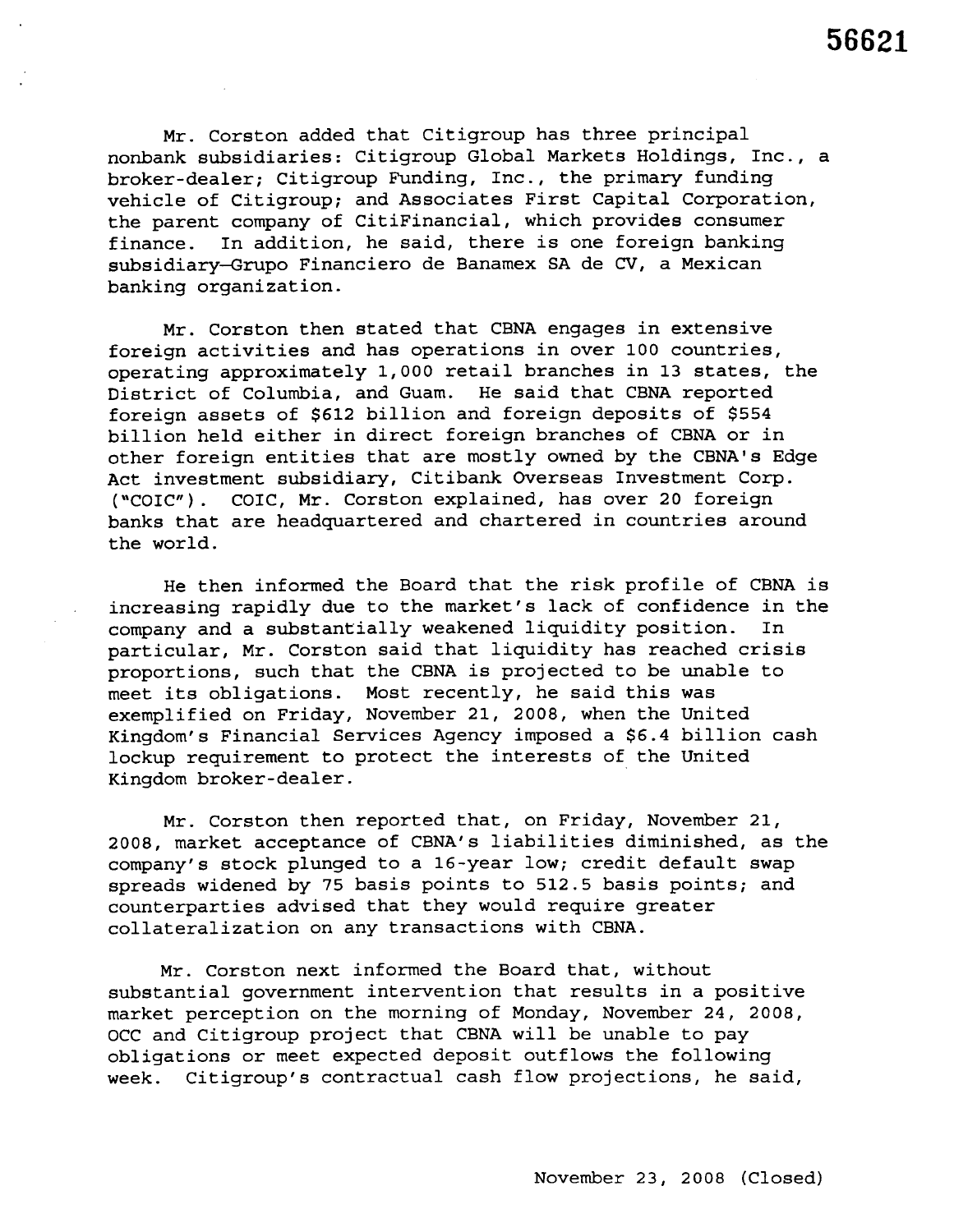Mr. Corston added that Citigroup has three principal nonbank subsidiaries: Citigroup Global Markets Holdings, Inc., a broker-dealer; Citigroup Funding, Inc., the primary funding vehicle of Citigroup; and Associates First Capital Corporation, the parent company of CitiFinancial, which provides consumer finance. In addition, he said, there is one foreign banking subsidiary—Grupo Financiero de Banamex SA de CV, a Mexican banking organization.

Mr. Corston then stated that CBNA engages in extensive foreign activities and has operations in over 100 countries, operating approximately 1,000 retail branches in 13 states, the District of Columbia, and Guam. He said that CBNA reported foreign assets of $612 billion and foreign deposits of $554 billion held either in direct foreign branches of CBNA or in other foreign entities that are mostly owned by the CBNA's Edge Act investment subsidiary, Citibank Overseas Investment Corp. ("COIC"). COIC, Mr. Corston explained, has over 20 foreign banks that are headquartered and chartered in countries around the world.

He then informed the Board that the risk profile of CBNA is increasing rapidly due to the market's lack of confidence in the company and a substantially weakened liquidity position. In particular, Mr. Corston said that liquidity has reached crisis proportions, such that the CBNA is projected to be unable to meet its obligations. Most recently, he said this was exemplified on Friday, November 21, 2008, when the United Kingdom's Financial Services Agency imposed a $6.4 billion cash lockup requirement to protect the interests of the United Kingdom broker-dealer.

Mr. Corston then reported that, on Friday, November 21, 2008, market acceptance of CBNA's liabilities diminished, as the company's stock plunged to a 16-year low; credit default swap spreads widened by 75 basis points to 512.5 basis points; and counterparties advised that they would require greater collateralization on any transactions with CBNA.

Mr. Corston next informed the Board that, without substantial government intervention that results in a positive market perception on the morning of Monday, November 24, 2008, OCC and Citigroup project that CBNA will be unable to pay obligations or meet expected deposit outflows the following week. Citigroup's contractual cash flow projections, he said,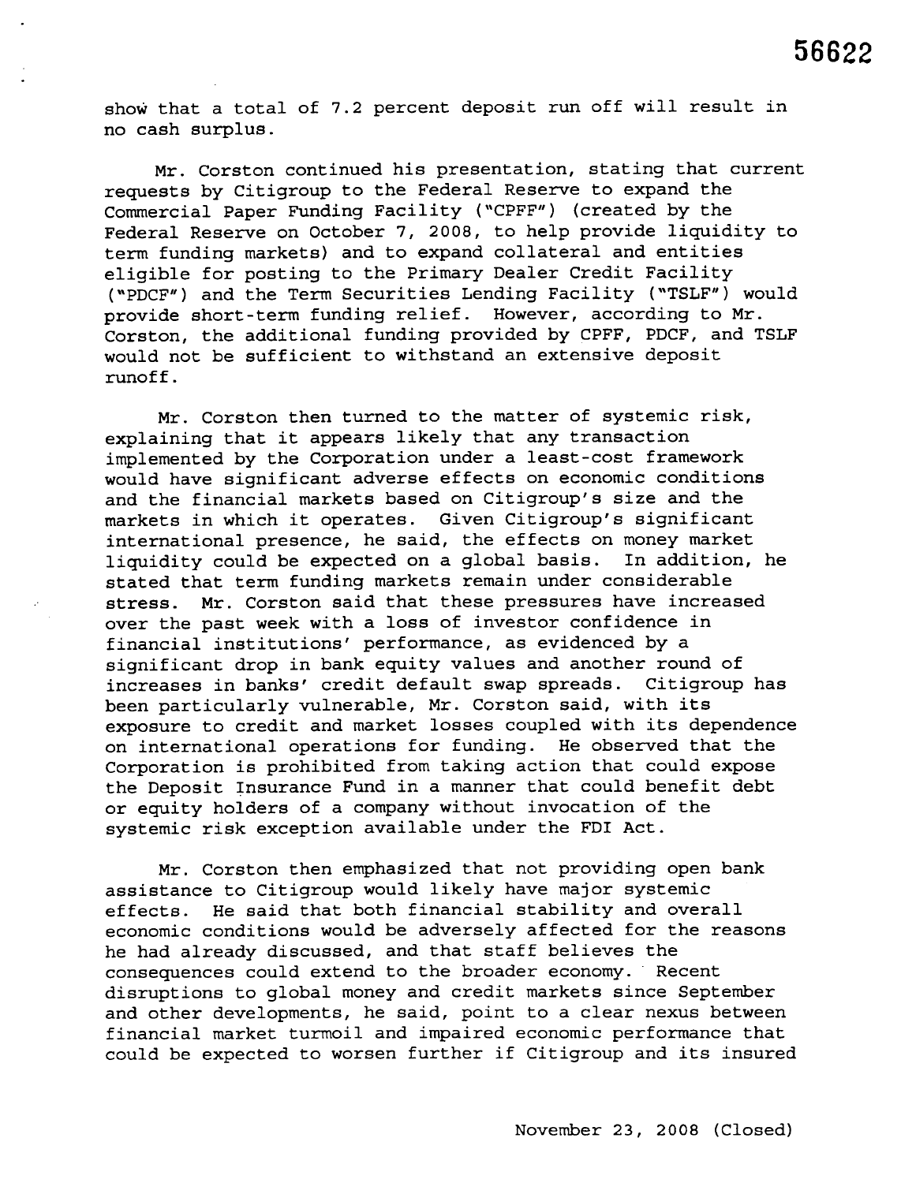show that a total of 7.2 percent deposit run off will result in no cash surplus.

Mr. Corston continued his presentation, stating that current requests by Citigroup to the Federal Reserve to expand the Commercial Paper Funding Facility ("CPFF") (created by the Federal Reserve on October 7, 2008, to help provide liquidity to term funding markets) and to expand collateral and entities eligible for posting to the Primary Dealer Credit Facility ("PDCF") and the Term Securities Lending Facility ("TSLF") would provide short-term funding relief. However, according to Mr. Corston, the additional funding provided by CPFF, PDCF, and TSLF would not be sufficient to withstand an extensive deposit runoff.

Mr. Corston then turned to the matter of systemic risk, explaining that it appears likely that any transaction implemented by the Corporation under a least-cost framework would have significant adverse effects on economic conditions and the financial markets based on Citigroup's size and the markets in which it operates. Given Citigroup's significant international presence, he said, the effects on money market liquidity could be expected on a global basis. In addition, he stated that term funding markets remain under considerable stress. Mr. Corston said that these pressures have increased over the past week with a loss of investor confidence in financial institutions' performance, as evidenced by a significant drop in bank equity values and another round of increases in banks' credit default swap spreads. Citigroup has been particularly vulnerable, Mr. Corston said, with its exposure to credit and market losses coupled with its dependence on international operations for funding. He observed that the Corporation is prohibited from taking action that could expose the Deposit Insurance Fund in a manner that could benefit debt or equity holders of a company without invocation of the systemic risk exception available under the FDI Act.

Mr. Corston then emphasized that not providing open bank assistance to Citigroup would likely have major systemic effects. He said that both financial stability and overall economic conditions would be adversely affected for the reasons he had already discussed, and that staff believes the consequences could extend to the broader economy. Recent disruptions to global money and credit markets since September and other developments, he said, point to a clear nexus between financial market turmoil and impaired economic performance that could be expected to worsen further if Citigroup and its insured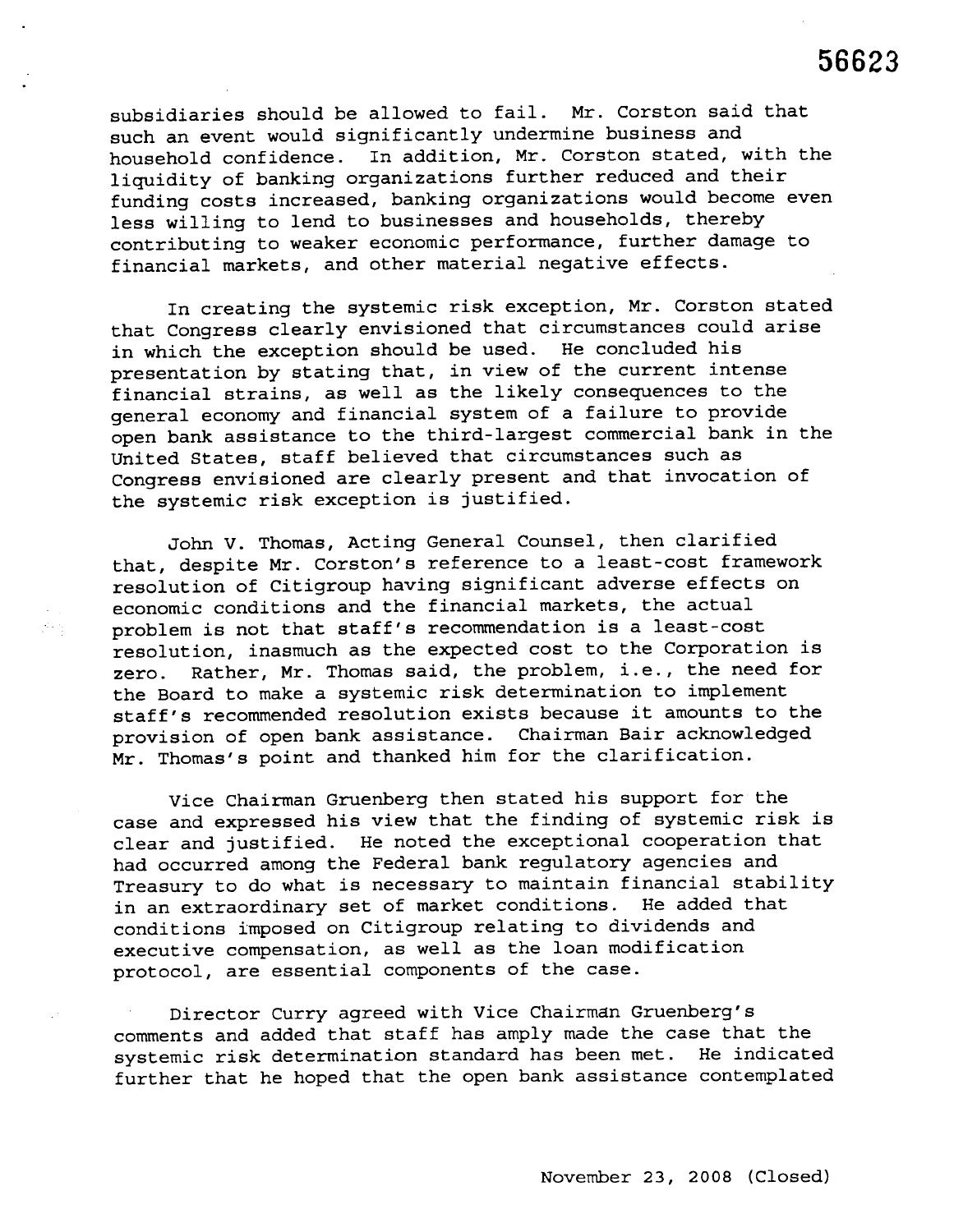subsidiaries should be allowed to fail. Mr. Corston said that such an event would significantly undermine business and household confidence. In addition, Mr. Corston stated, with the liquidity of banking organizations further reduced and their funding costs increased, banking organizations would become even less willing to lend to businesses and households, thereby contributing to weaker economic performance, further damage to financial markets, and other material negative effects.

In creating the systemic risk exception, Mr. Corston stated that Congress clearly envisioned that circumstances could arise in which the exception should be used. He concluded his presentation by stating that, in view of the current intense financial strains, as well as the likely consequences to the general economy and financial system of a failure to provide open bank assistance to the third-largest commercial bank in the United States, staff believed that circumstances such as Congress envisioned are clearly present and that invocation of the systemic risk exception is justified.

John V. Thomas, Acting General Counsel, then clarified that, despite Mr. Corston's reference to a least-cost framework resolution of Citigroup having significant adverse effects on economic conditions and the financial markets, the actual problem is not that staff's recommendation is a least-cost resolution, inasmuch as the expected cost to the Corporation is zero. Rather, Mr. Thomas said, the problem, i.e., the need for the Board to make a systemic risk determination to implement staff's recommended resolution exists because it amounts to the provision of open bank assistance. Chairman Bair acknowledged Mr. Thomas's point and thanked him for the clarification.

Vice Chairman Gruenberg then stated his support for the case and expressed his view that the finding of systemic risk is clear and justified. He noted the exceptional cooperation that had occurred among the Federal bank regulatory agencies and Treasury to do what is necessary to maintain financial stability in an extraordinary set of market conditions. He added that conditions imposed on Citigroup relating to dividends and executive compensation, as well as the loan modification protocol, are essential components of the case.

Director Curry agreed with Vice Chairman Gruenberg's comments and added that staff has amply made the case that the systemic risk determination standard has been met. He indicated further that he hoped that the open bank assistance contemplated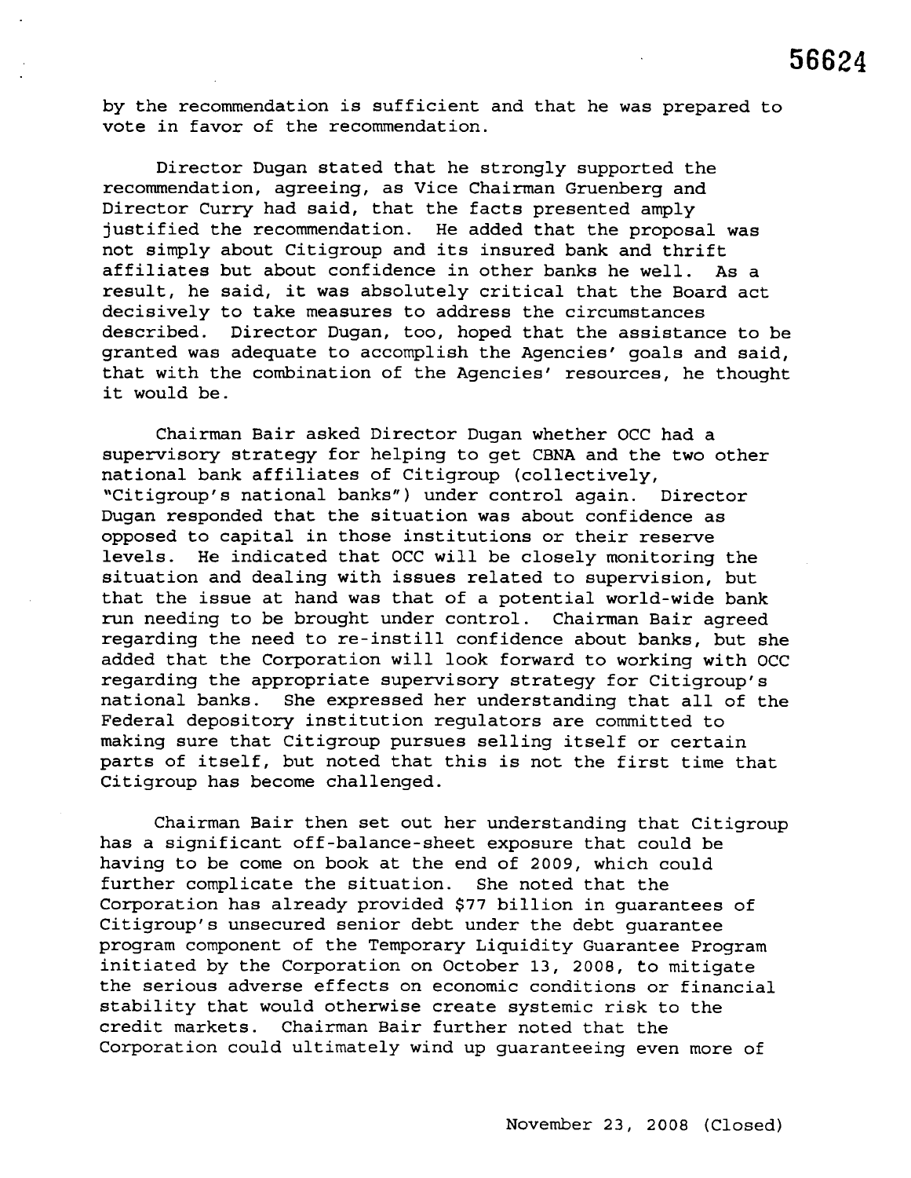by the recommendation is sufficient and that he was prepared to vote in favor of the recommendation.

Director Dugan stated that he strongly supported the recommendation, agreeing, as Vice Chairman Gruenberg and Director Curry had said, that the facts presented amply justified the recommendation. He added that the proposal was not simply about Citigroup and its insured bank and thrift affiliates but about confidence in other banks he well. As a result, he said, it was absolutely critical that the Board act decisively to take measures to address the circumstances described. Director Dugan, too, hoped that the assistance to be granted was adequate to accomplish the Agencies' goals and said, that with the combination of the Agencies' resources, he thought it would be.

Chairman Bair asked Director Dugan whether OCC had a supervisory strategy for helping to get CBNA and the two other national bank affiliates of Citigroup (collectively, "Citigroup's national banks") under control again. Director Dugan responded that the situation was about confidence as opposed to capital in those institutions or their reserve levels. He indicated that OCC will be closely monitoring the situation and dealing with issues related to supervision, but that the issue at hand was that of a potential world-wide bank run needing to be brought under control. Chairman Bair agreed regarding the need to re-instill confidence about banks, but she added that the Corporation will look forward to working with OCC regarding the appropriate supervisory strategy for Citigroup's national banks. She expressed her understanding that all of the Federal depository institution regulators are committed to making sure that Citigroup pursues selling itself or certain parts of itself, but noted that this is not the first time that Citigroup has become challenged.

Chairman Bair then set out her understanding that Citigroup has a significant off-balance-sheet exposure that could be having to be come on book at the end of 2009, which could further complicate the situation. She noted that the Corporation has already provided $77 billion in guarantees of Citigroup's unsecured senior debt under the debt guarantee program component of the Temporary Liquidity Guarantee Program initiated by the Corporation on October 13, 2008, to mitigate the serious adverse effects on economic conditions or financial stability that would otherwise create systemic risk to the credit markets. Chairman Bair further noted that the Corporation could ultimately wind up guaranteeing even more of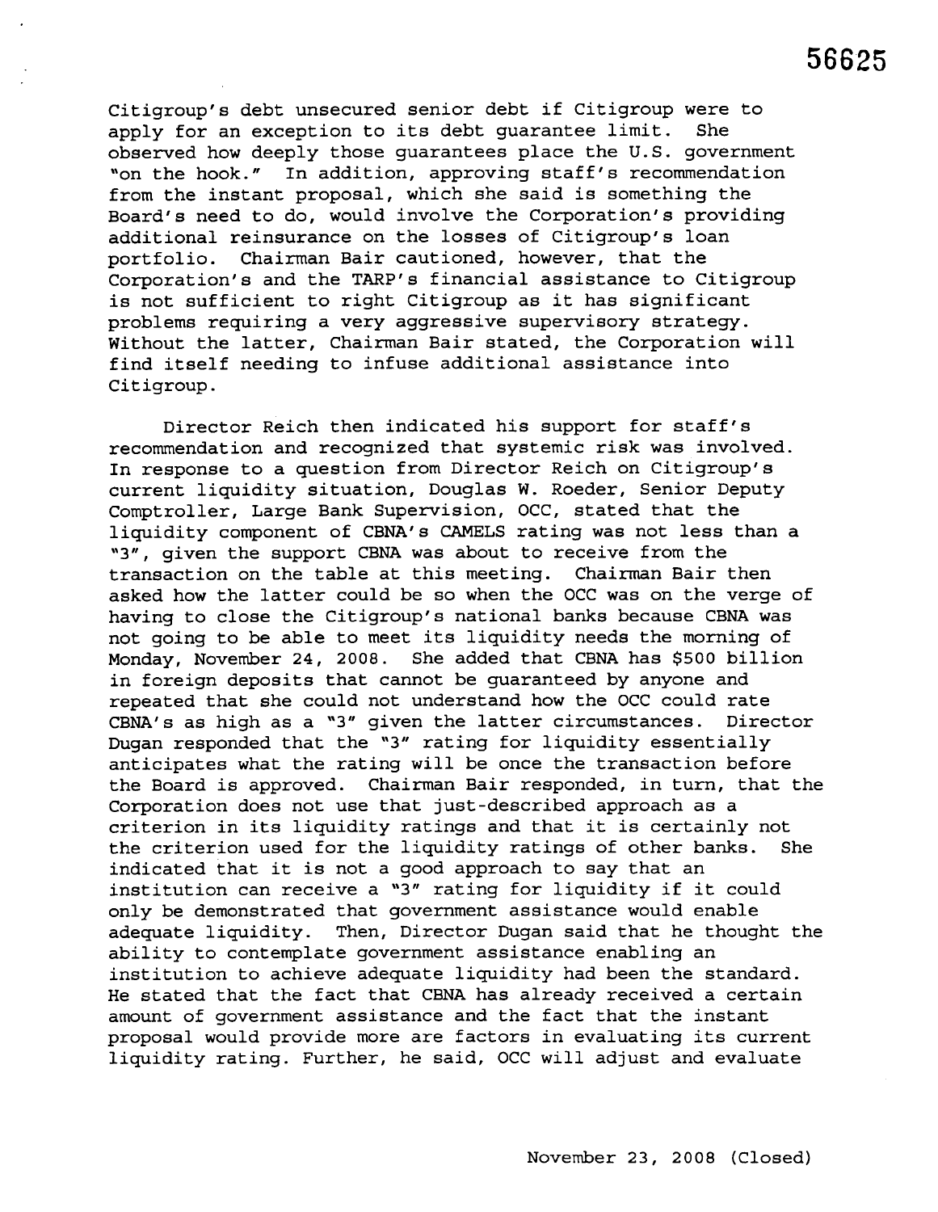Citigroup's debt unsecured senior debt if Citigroup were to apply for an exception to its debt guarantee limit. She observed how deeply those guarantees place the U.S. government "on the hook." In addition, approving staff's recommendation from the instant proposal, which she said is something the Board's need to do, would involve the Corporation's providing additional reinsurance on the losses of Citigroup's loan portfolio. Chairman Bair cautioned, however, that the Corporation's and the TARP's financial assistance to Citigroup is not sufficient to right Citigroup as it has significant problems requiring a very aggressive supervisory strategy. Without the latter, Chairman Bair stated, the Corporation will find itself needing to infuse additional assistance into Citigroup.

Director Reich then indicated his support for staff's recommendation and recognized that systemic risk was involved. In response to a question from Director Reich on Citigroup's current liquidity situation, Douglas W. Roeder, Senior Deputy Comptroller, Large Bank Supervision, OCC, stated that the liquidity component of CBNA's CAMELS rating was not less than a "3", given the support CBNA was about to receive from the transaction on the table at this meeting. Chairman Bair then asked how the latter could be so when the OCC was on the verge of having to close the Citigroup's national banks because CBNA was not going to be able to meet its liquidity needs the morning of Monday, November 24, 2008. She added that CBNA has $500 billion in foreign deposits that cannot be guaranteed by anyone and repeated that she could not understand how the OCC could rate CBNA's as high as a "3" given the latter circumstances. Director Dugan responded that the "3" rating for liquidity essentially anticipates what the rating will be once the transaction before the Board is approved. Chairman Bair responded, in turn, that the Corporation does not use that just-described approach as a criterion in its liquidity ratings and that it is certainly not the criterion used for the liquidity ratings of other banks. She indicated that it is not a good approach to say that an institution can receive a "3" rating for liquidity if it could only be demonstrated that government assistance would enable adequate liquidity. Then, Director Dugan said that he thought the ability to contemplate government assistance enabling an institution to achieve adequate liquidity had been the standard. He stated that the fact that CBNA has already received a certain amount of government assistance and the fact that the instant proposal would provide more are factors in evaluating its current liquidity rating. Further, he said, OCC will adjust and evaluate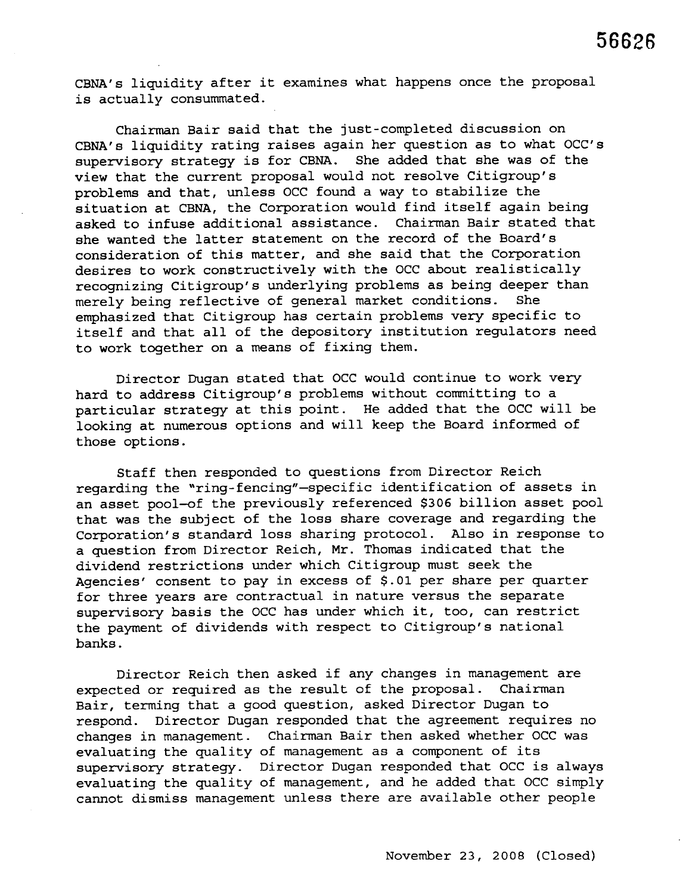CBNA's liquidity after it examines what happens once the proposal is actually consummated.

Chairman Bair said that the just-completed discussion on CBNA's liquidity rating raises again her question as to what OCC's supervisory strategy is for CBNA. She added that she was of the view that the current proposal would not resolve Citigroup's problems and that, unless OCC found a way to stabilize the situation at CBNA, the Corporation would find itself again being asked to infuse additional assistance. Chairman Bair stated that she wanted the latter statement on the record of the Board's consideration of this matter, and she said that the Corporation desires to work constructively with the OCC about realistically recognizing Citigroup's underlying problems as being deeper than merely being reflective of general market conditions. She emphasized that Citigroup has certain problems very specific to itself and that all of the depository institution regulators need to work together on a means of fixing them.

Director Dugan stated that OCC would continue to work very hard to address Citigroup's problems without committing to a particular strategy at this point. He added that the OCC will be looking at numerous options and will keep the Board informed of those options.

Staff then responded to questions from Director Reich regarding the "ring-fencing"–specific identification of assets in an asset pool–of the previously referenced $306 billion asset pool that was the subject of the loss share coverage and regarding the Corporation's standard loss sharing protocol. Also in response to a question from Director Reich, Mr. Thomas indicated that the dividend restrictions under which Citigroup must seek the Agencies' consent to pay in excess of $.01 per share per quarter for three years are contractual in nature versus the separate supervisory basis the OCC has under which it, too, can restrict the payment of dividends with respect to Citigroup's national banks.

Director Reich then asked if any changes in management are expected or required as the result of the proposal. Chairman Bair, terming that a good question, asked Director Dugan to respond. Director Dugan responded that the agreement requires no changes in management. Chairman Bair then asked whether OCC was evaluating the quality of management as a component of its supervisory strategy. Director Dugan responded that OCC is always evaluating the quality of management, and he added that OCC simply cannot dismiss management unless there are available other people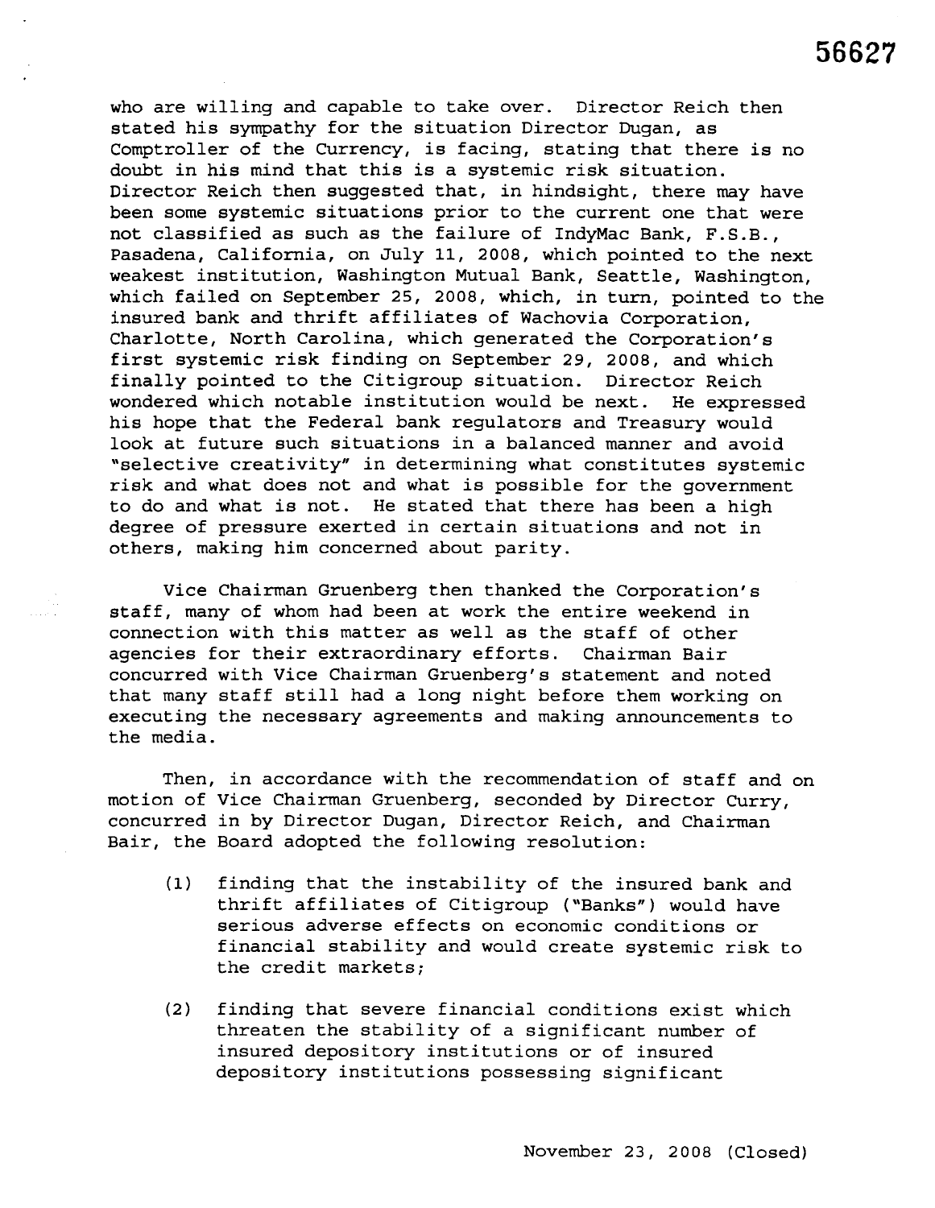who are willing and capable to take over. Director Reich then stated his sympathy for the situation Director Dugan, as Comptroller of the Currency, is facing, stating that there is no doubt in his mind that this is a systemic risk situation. Director Reich then suggested that, in hindsight, there may have been some systemic situations prior to the current one that were not classified as such as the failure of IndyMac Bank, F.S.B., Pasadena, California, on July 11, 2008, which pointed to the next weakest institution, Washington Mutual Bank, Seattle, Washington, which failed on September 25, 2008, which, in turn, pointed to the insured bank and thrift affiliates of Wachovia Corporation, Charlotte, North Carolina, which generated the Corporation's first systemic risk finding on September 29, 2008, and which finally pointed to the Citigroup situation. Director Reich wondered which notable institution would be next. He expressed his hope that the Federal bank regulators and Treasury would look at future such situations in a balanced manner and avoid "selective creativity" in determining what constitutes systemic risk and what does not and what is possible for the government to do and what is not. He stated that there has been a high degree of pressure exerted in certain situations and not in others, making him concerned about parity.

Vice Chairman Gruenberg then thanked the Corporation's staff, many of whom had been at work the entire weekend in connection with this matter as well as the staff of other agencies for their extraordinary efforts. Chairman Bair concurred with Vice Chairman Gruenberg's statement and noted that many staff still had a long night before them working on executing the necessary agreements and making announcements to the media.

Then, in accordance with the recommendation of staff and on motion of Vice Chairman Gruenberg, seconded by Director Curry, concurred in by Director Dugan, Director Reich, and Chairman Bair, the Board adopted the following resolution:

(1) finding that the instability of the insured bank and thrift affiliates of Citigroup ("Banks") would have serious adverse effects on economic conditions or financial stability and would create systemic risk to the credit markets;

(2) finding that severe financial conditions exist which threaten the stability of a significant number of insured depository institutions or of insured depository institutions possessing significant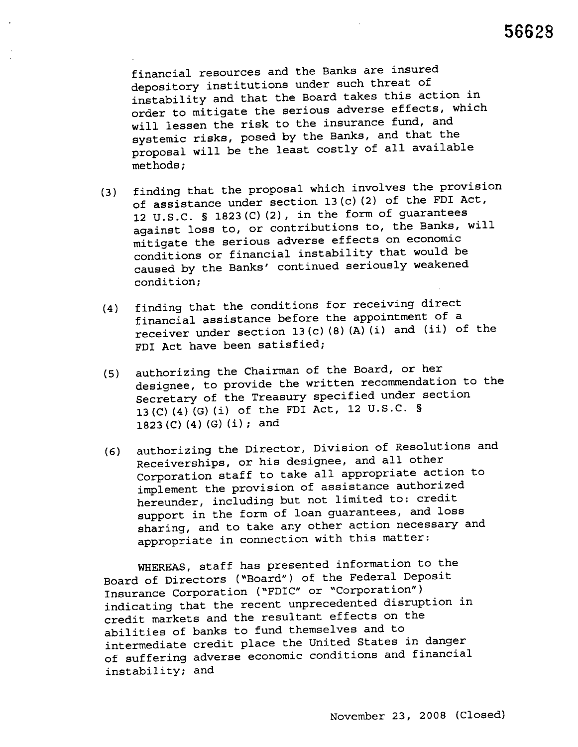financial resources and the Banks are insured depository institutions under such threat of instability and that the Board takes this action in order to mitigate the serious adverse effects, which will lessen the risk to the insurance fund, and systemic risks, posed by the Banks, and that the proposal will be the least costly of all available methods;

(3) finding that the proposal which involves the provision of assistance under section 13(c)(2) of the FDI Act, 12 U.S.C. § 1823(C)(2), in the form of guarantees against loss to, or contributions to, the Banks, will mitigate the serious adverse effects on economic conditions or financial instability that would be caused by the Banks' continued seriously weakened condition;

(4) finding that the conditions for receiving direct financial assistance before the appointment of a receiver under section 13(c)(8)(A)(i) and (ii) of the FDI Act have been satisfied;

(5) authorizing the Chairman of the Board, or her designee, to provide the written recommendation to the Secretary of the Treasury specified under section 13(C)(4)(G)(i) of the FDI Act, 12 U.S.C. § 1823(C)(4)(G)(i); and

(6) authorizing the Director, Division of Resolutions and Receiverships, or his designee, and all other Corporation staff to take all appropriate action to implement the provision of assistance authorized hereunder, including but not limited to: credit support in the form of loan guarantees, and loss sharing, and to take any other action necessary and appropriate in connection with this matter:

WHEREAS, staff has presented information to the Board of Directors ("Board") of the Federal Deposit Insurance Corporation ("FDIC" or "Corporation") indicating that the recent unprecedented disruption in credit markets and the resultant effects on the abilities of banks to fund themselves and to intermediate credit place the United States in danger of suffering adverse economic conditions and financial instability; and

November 23, 2008 (Closed)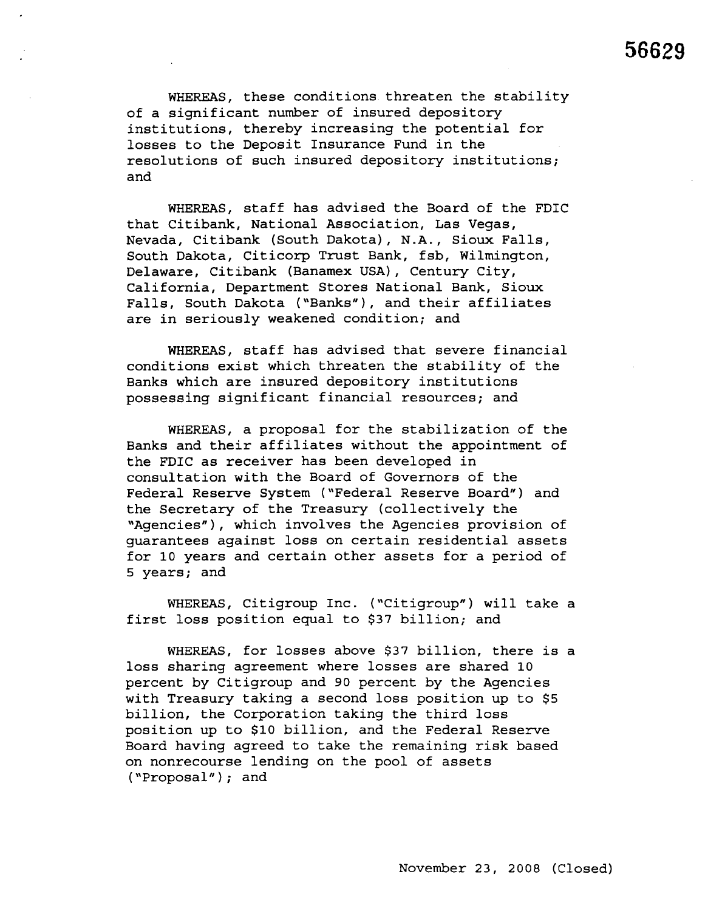WHEREAS, these conditions threaten the stability of a significant number of insured depository institutions, thereby increasing the potential for losses to the Deposit Insurance Fund in the resolutions of such insured depository institutions; and

WHEREAS, staff has advised the Board of the FDIC that Citibank, National Association, Las Vegas, Nevada, Citibank (South Dakota), N.A., Sioux Falls, South Dakota, Citicorp Trust Bank, fsb, Wilmington, Delaware, Citibank (Banamex USA), Century City, California, Department Stores National Bank, Sioux Falls, South Dakota ("Banks"), and their affiliates are in seriously weakened condition; and

WHEREAS, staff has advised that severe financial conditions exist which threaten the stability of the Banks which are insured depository institutions possessing significant financial resources; and

WHEREAS, a proposal for the stabilization of the Banks and their affiliates without the appointment of the FDIC as receiver has been developed in consultation with the Board of Governors of the Federal Reserve System ("Federal Reserve Board") and the Secretary of the Treasury (collectively the "Agencies"), which involves the Agencies provision of guarantees against loss on certain residential assets for 10 years and certain other assets for a period of 5 years; and

WHEREAS, Citigroup Inc. ("Citigroup") will take a first loss position equal to $37 billion; and

WHEREAS, for losses above $37 billion, there is a loss sharing agreement where losses are shared 10 percent by Citigroup and 90 percent by the Agencies with Treasury taking a second loss position up to $5 billion, the Corporation taking the third loss position up to $10 billion, and the Federal Reserve Board having agreed to take the remaining risk based on nonrecourse lending on the pool of assets ("Proposal"); and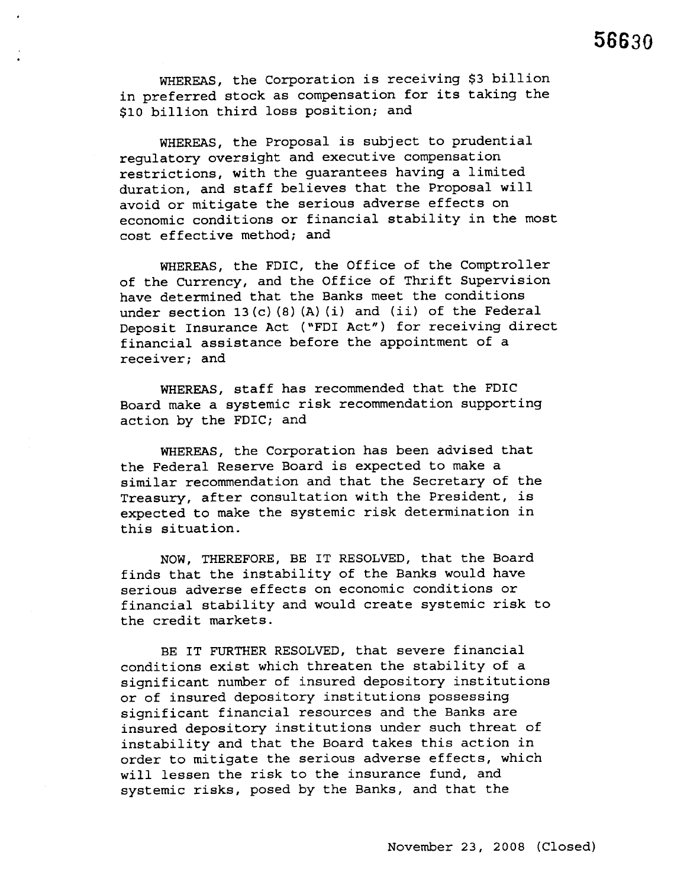WHEREAS, the Corporation is receiving $3 billion in preferred stock as compensation for its taking the $10 billion third loss position; and

WHEREAS, the Proposal is subject to prudential regulatory oversight and executive compensation restrictions, with the guarantees having a limited duration, and staff believes that the Proposal will avoid or mitigate the serious adverse effects on economic conditions or financial stability in the most cost effective method; and

WHEREAS, the FDIC, the Office of the Comptroller of the Currency, and the Office of Thrift Supervision have determined that the Banks meet the conditions under section 13(c)(8)(A)(i) and (ii) of the Federal Deposit Insurance Act ("FDI Act") for receiving direct financial assistance before the appointment of a receiver; and

WHEREAS, staff has recommended that the FDIC Board make a systemic risk recommendation supporting action by the FDIC; and

WHEREAS, the Corporation has been advised that the Federal Reserve Board is expected to make a similar recommendation and that the Secretary of the Treasury, after consultation with the President, is expected to make the systemic risk determination in this situation.

NOW, THEREFORE, BE IT RESOLVED, that the Board finds that the instability of the Banks would have serious adverse effects on economic conditions or financial stability and would create systemic risk to the credit markets.

BE IT FURTHER RESOLVED, that severe financial conditions exist which threaten the stability of a significant number of insured depository institutions or of insured depository institutions possessing significant financial resources and the Banks are insured depository institutions under such threat of instability and that the Board takes this action in order to mitigate the serious adverse effects, which will lessen the risk to the insurance fund, and systemic risks, posed by the Banks, and that the

November 23, 2008 (Closed)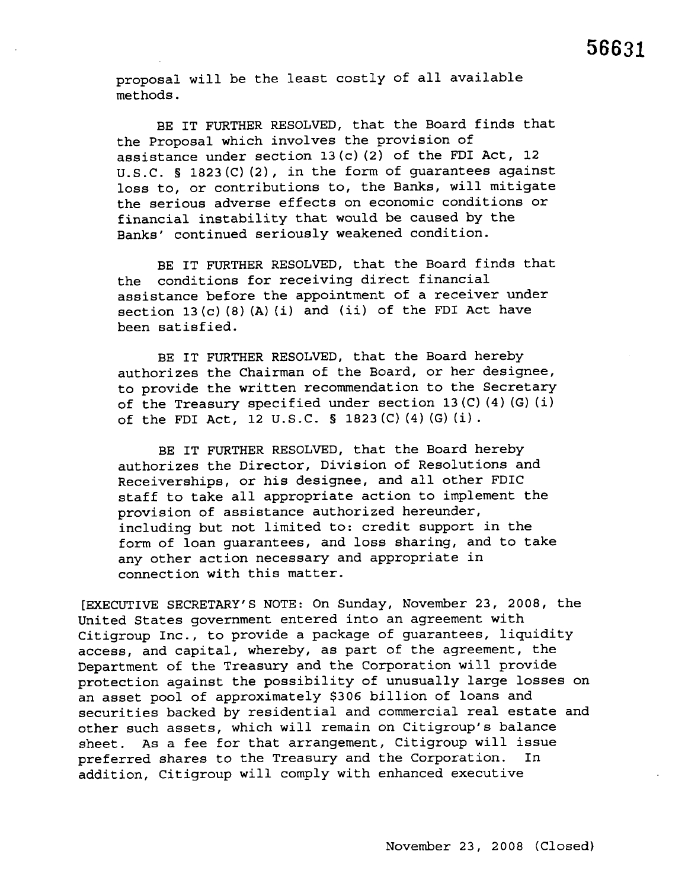proposal will be the least costly of all available methods.

BE IT FURTHER RESOLVED, that the Board finds that the Proposal which involves the provision of assistance under section 13(c)(2) of the FDI Act, 12 U.S.C. § 1823(C)(2), in the form of guarantees against loss to, or contributions to, the Banks, will mitigate the serious adverse effects on economic conditions or financial instability that would be caused by the Banks' continued seriously weakened condition.

BE IT FURTHER RESOLVED, that the Board finds that the conditions for receiving direct financial assistance before the appointment of a receiver under section 13(c)(8)(A)(i) and (ii) of the FDI Act have been satisfied.

BE IT FURTHER RESOLVED, that the Board hereby authorizes the Chairman of the Board, or her designee, to provide the written recommendation to the Secretary of the Treasury specified under section 13(C)(4)(G)(i) of the FDI Act, 12 U.S.C. § 1823(C)(4)(G)(i).

BE IT FURTHER RESOLVED, that the Board hereby authorizes the Director, Division of Resolutions and Receiverships, or his designee, and all other FDIC staff to take all appropriate action to implement the provision of assistance authorized hereunder, including but not limited to: credit support in the form of loan guarantees, and loss sharing, and to take any other action necessary and appropriate in connection with this matter.

[EXECUTIVE SECRETARY'S NOTE: On Sunday, November 23, 2008, the United States government entered into an agreement with Citigroup Inc., to provide a package of guarantees, liquidity access, and capital, whereby, as part of the agreement, the Department of the Treasury and the Corporation will provide protection against the possibility of unusually large losses on an asset pool of approximately $306 billion of loans and securities backed by residential and commercial real estate and other such assets, which will remain on Citigroup's balance sheet. As a fee for that arrangement, Citigroup will issue preferred shares to the Treasury and the Corporation. In addition, Citigroup will comply with enhanced executive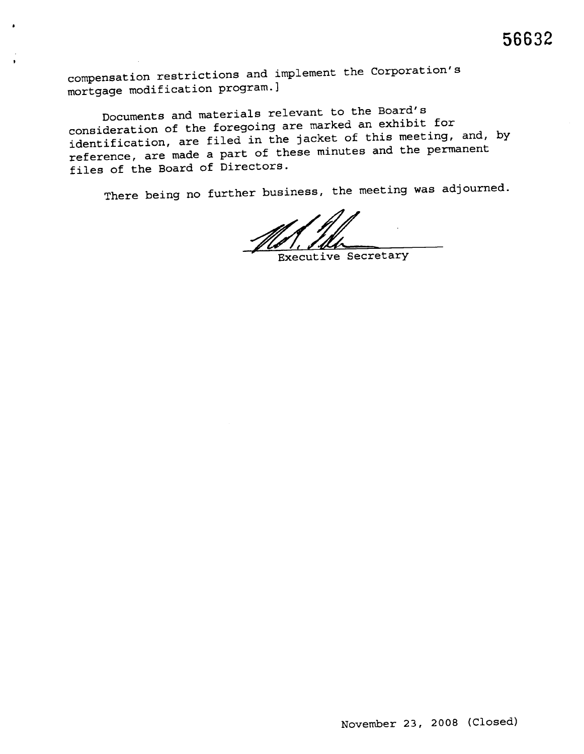compensation restrictions and implement the Corporation's mortgage modification program.]

Documents and materials relevant to the Board's consideration of the foregoing are marked an exhibit for identification, are filed in the jacket of this meeting, and, by reference, are made a part of these minutes and the permanent files of the Board of Directors.

There being no further business, the meeting was adjourned.

Executive Secretary